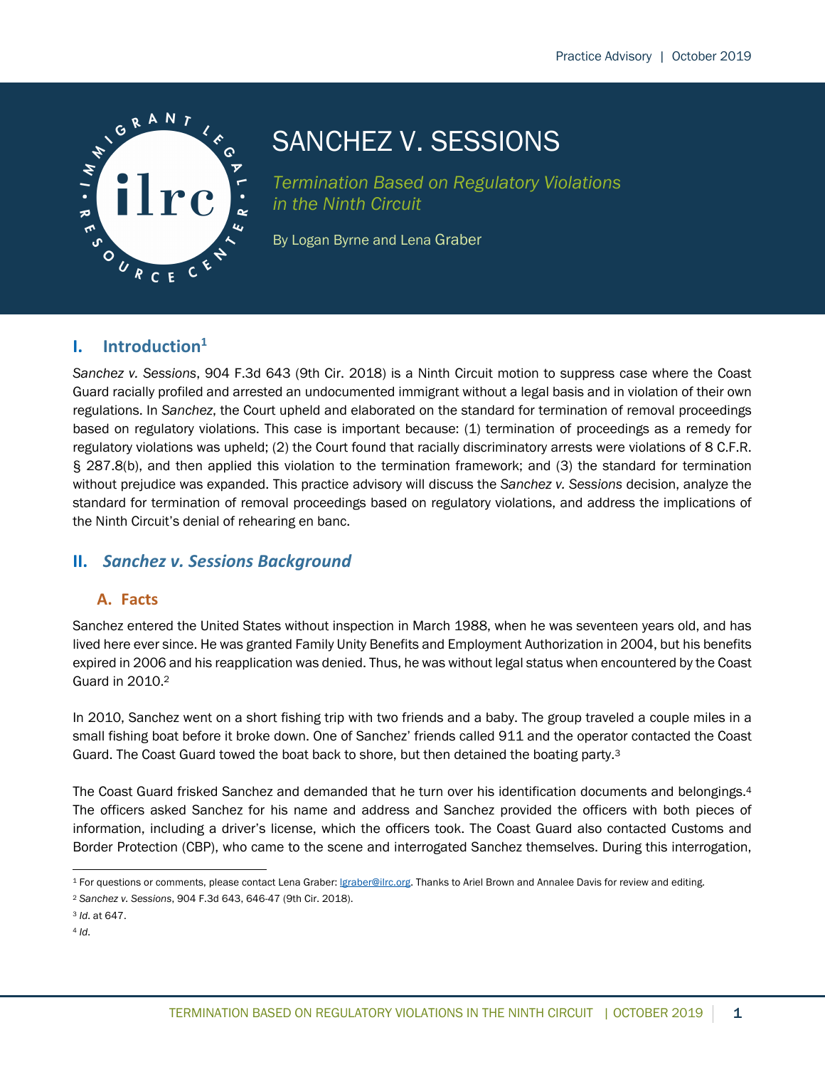Practice Advisory | October 2019

# SANCHEZ V. SESSIONS

*Termination Based on Regulatory Violations in the Ninth Circuit*

By Logan Byrne and Lena Graber

## I. Introduction[1]

*Sanchez v. Sessions*, 904 F.3d 643 (9th Cir. 2018) is a Ninth Circuit motion to suppress case where the Coast Guard racially profiled and arrested an undocumented immigrant without a legal basis and in violation of their own regulations. In *Sanchez*, the Court upheld and elaborated on the standard for termination of removal proceedings based on regulatory violations. This case is important because: (1) termination of proceedings as a remedy for regulatory violations was upheld; (2) the Court found that racially discriminatory arrests were violations of 8 C.F.R. § 287.8(b), and then applied this violation to the termination framework; and (3) the standard for termination without prejudice was expanded. This practice advisory will discuss the *Sanchez v. Sessions* decision, analyze the standard for termination of removal proceedings based on regulatory violations, and address the implications of the Ninth Circuit's denial of rehearing en banc.

## II. *Sanchez v. Sessions* Background

### A. Facts

Sanchez entered the United States without inspection in March 1988, when he was seventeen years old, and has lived here ever since. He was granted Family Unity Benefits and Employment Authorization in 2004, but his benefits expired in 2006 and his reapplication was denied. Thus, he was without legal status when encountered by the Coast Guard in 2010.[2]

In 2010, Sanchez went on a short fishing trip with two friends and a baby. The group traveled a couple miles in a small fishing boat before it broke down. One of Sanchez' friends called 911 and the operator contacted the Coast Guard. The Coast Guard towed the boat back to shore, but then detained the boating party.[3]

The Coast Guard frisked Sanchez and demanded that he turn over his identification documents and belongings.[4] The officers asked Sanchez for his name and address and Sanchez provided the officers with both pieces of information, including a driver's license, which the officers took. The Coast Guard also contacted Customs and Border Protection (CBP), who came to the scene and interrogated Sanchez themselves. During this interrogation,

---

[1] For questions or comments, please contact Lena Graber: lgraber@ilrc.org. Thanks to Ariel Brown and Annalee Davis for review and editing.

[2] *Sanchez v. Sessions*, 904 F.3d 643, 646-47 (9th Cir. 2018).

[3] *Id.* at 647.

[4] *Id.*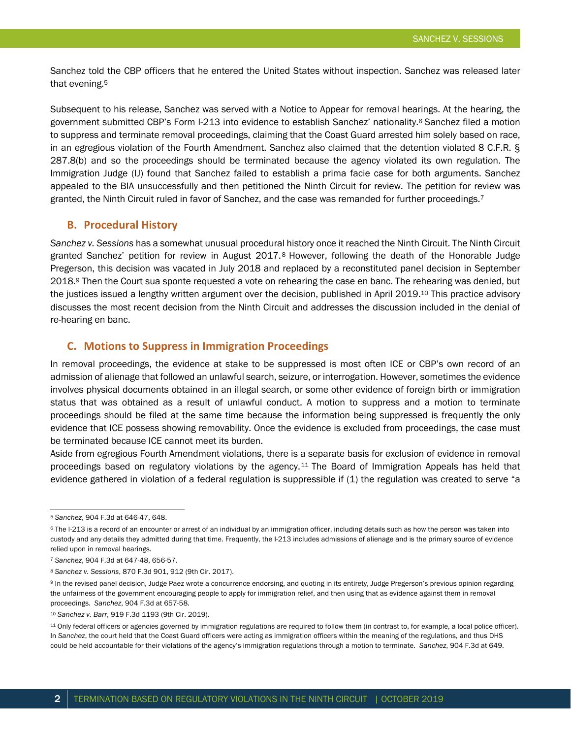Sanchez told the CBP officers that he entered the United States without inspection. Sanchez was released later that evening.[5]

Subsequent to his release, Sanchez was served with a Notice to Appear for removal hearings. At the hearing, the government submitted CBP's Form I-213 into evidence to establish Sanchez' nationality.[6] Sanchez filed a motion to suppress and terminate removal proceedings, claiming that the Coast Guard arrested him solely based on race, in an egregious violation of the Fourth Amendment. Sanchez also claimed that the detention violated 8 C.F.R. § 287.8(b) and so the proceedings should be terminated because the agency violated its own regulation. The Immigration Judge (IJ) found that Sanchez failed to establish a prima facie case for both arguments. Sanchez appealed to the BIA unsuccessfully and then petitioned the Ninth Circuit for review. The petition for review was granted, the Ninth Circuit ruled in favor of Sanchez, and the case was remanded for further proceedings.[7]

## B. Procedural History

*Sanchez v. Sessions* has a somewhat unusual procedural history once it reached the Ninth Circuit. The Ninth Circuit granted Sanchez' petition for review in August 2017.[8] However, following the death of the Honorable Judge Pregerson, this decision was vacated in July 2018 and replaced by a reconstituted panel decision in September 2018.[9] Then the Court sua sponte requested a vote on rehearing the case en banc. The rehearing was denied, but the justices issued a lengthy written argument over the decision, published in April 2019.[10] This practice advisory discusses the most recent decision from the Ninth Circuit and addresses the discussion included in the denial of re-hearing en banc.

## C. Motions to Suppress in Immigration Proceedings

In removal proceedings, the evidence at stake to be suppressed is most often ICE or CBP's own record of an admission of alienage that followed an unlawful search, seizure, or interrogation. However, sometimes the evidence involves physical documents obtained in an illegal search, or some other evidence of foreign birth or immigration status that was obtained as a result of unlawful conduct. A motion to suppress and a motion to terminate proceedings should be filed at the same time because the information being suppressed is frequently the only evidence that ICE possess showing removability. Once the evidence is excluded from proceedings, the case must be terminated because ICE cannot meet its burden.

Aside from egregious Fourth Amendment violations, there is a separate basis for exclusion of evidence in removal proceedings based on regulatory violations by the agency.[11] The Board of Immigration Appeals has held that evidence gathered in violation of a federal regulation is suppressible if (1) the regulation was created to serve "a

---

[5] *Sanchez*, 904 F.3d at 646-47, 648.

[6] The I-213 is a record of an encounter or arrest of an individual by an immigration officer, including details such as how the person was taken into custody and any details they admitted during that time. Frequently, the I-213 includes admissions of alienage and is the primary source of evidence relied upon in removal hearings.

[7] *Sanchez*, 904 F.3d at 647-48, 656-57.

[8] *Sanchez v. Sessions*, 870 F.3d 901, 912 (9th Cir. 2017).

[9] In the revised panel decision, Judge Paez wrote a concurrence endorsing, and quoting in its entirety, Judge Pregerson's previous opinion regarding the unfairness of the government encouraging people to apply for immigration relief, and then using that as evidence against them in removal proceedings. *Sanchez*, 904 F.3d at 657-58.

[10] *Sanchez v. Barr*, 919 F.3d 1193 (9th Cir. 2019).

[11] Only federal officers or agencies governed by immigration regulations are required to follow them (in contrast to, for example, a local police officer). In *Sanchez*, the court held that the Coast Guard officers were acting as immigration officers within the meaning of the regulations, and thus DHS could be held accountable for their violations of the agency's immigration regulations through a motion to terminate. *Sanchez*, 904 F.3d at 649.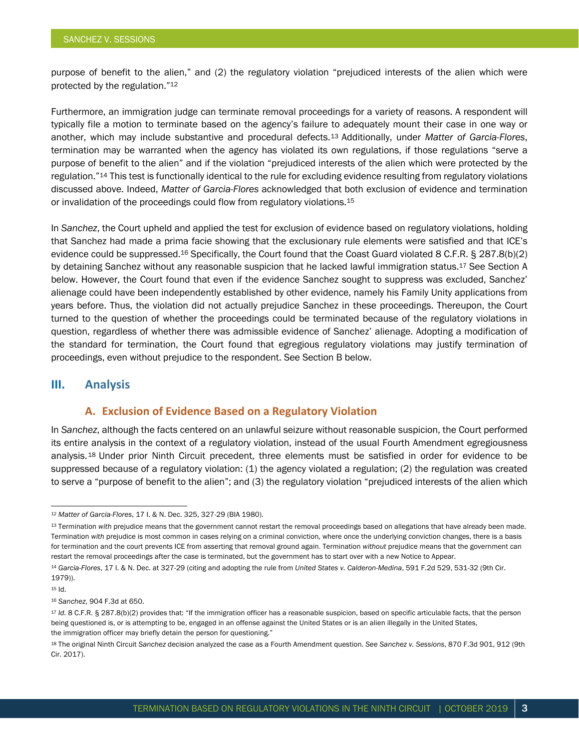purpose of benefit to the alien," and (2) the regulatory violation "prejudiced interests of the alien which were protected by the regulation."[12]

Furthermore, an immigration judge can terminate removal proceedings for a variety of reasons. A respondent will typically file a motion to terminate based on the agency's failure to adequately mount their case in one way or another, which may include substantive and procedural defects.[13] Additionally, under *Matter of Garcia-Flores*, termination may be warranted when the agency has violated its own regulations, if those regulations "serve a purpose of benefit to the alien" and if the violation "prejudiced interests of the alien which were protected by the regulation."[14] This test is functionally identical to the rule for excluding evidence resulting from regulatory violations discussed above. Indeed, *Matter of Garcia-Flores* acknowledged that both exclusion of evidence and termination or invalidation of the proceedings could flow from regulatory violations.[15]

In *Sanchez*, the Court upheld and applied the test for exclusion of evidence based on regulatory violations, holding that Sanchez had made a prima facie showing that the exclusionary rule elements were satisfied and that ICE's evidence could be suppressed.[16] Specifically, the Court found that the Coast Guard violated 8 C.F.R. § 287.8(b)(2) by detaining Sanchez without any reasonable suspicion that he lacked lawful immigration status.[17] See Section A below. However, the Court found that even if the evidence Sanchez sought to suppress was excluded, Sanchez' alienage could have been independently established by other evidence, namely his Family Unity applications from years before. Thus, the violation did not actually prejudice Sanchez in these proceedings. Thereupon, the Court turned to the question of whether the proceedings could be terminated because of the regulatory violations in question, regardless of whether there was admissible evidence of Sanchez' alienage. Adopting a modification of the standard for termination, the Court found that egregious regulatory violations may justify termination of proceedings, even without prejudice to the respondent. See Section B below.

## III. Analysis

### A. Exclusion of Evidence Based on a Regulatory Violation

In *Sanchez*, although the facts centered on an unlawful seizure without reasonable suspicion, the Court performed its entire analysis in the context of a regulatory violation, instead of the usual Fourth Amendment egregiousness analysis.[18] Under prior Ninth Circuit precedent, three elements must be satisfied in order for evidence to be suppressed because of a regulatory violation: (1) the agency violated a regulation; (2) the regulation was created to serve a "purpose of benefit to the alien"; and (3) the regulatory violation "prejudiced interests of the alien which

---

[12] *Matter of Garcia-Flores*, 17 I. & N. Dec. 325, 327-29 (BIA 1980).

[13] Termination *with* prejudice means that the government cannot restart the removal proceedings based on allegations that have already been made. Termination *with* prejudice is most common in cases relying on a criminal conviction, where once the underlying conviction changes, there is a basis for termination and the court prevents ICE from asserting that removal ground again. Termination *without* prejudice means that the government can restart the removal proceedings after the case is terminated, but the government has to start over with a new Notice to Appear.

[14] *Garcia-Flores*, 17 I. & N. Dec. at 327-29 (citing and adopting the rule from *United States v. Calderon-Medina*, 591 F.2d 529, 531-32 (9th Cir. 1979)).

[15] Id.

[16] *Sanchez*, 904 F.3d at 650.

[17] *Id.* 8 C.F.R. § 287.8(b)(2) provides that: "If the immigration officer has a reasonable suspicion, based on specific articulable facts, that the person being questioned is, or is attempting to be, engaged in an offense against the United States or is an alien illegally in the United States, the immigration officer may briefly detain the person for questioning."

[18] The original Ninth Circuit *Sanchez* decision analyzed the case as a Fourth Amendment question. *See Sanchez v. Sessions*, 870 F.3d 901, 912 (9th Cir. 2017).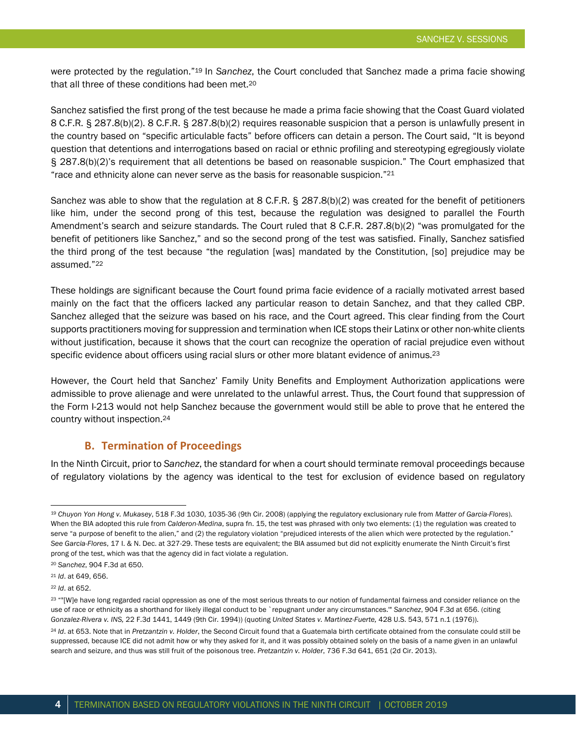were protected by the regulation."[19] In *Sanchez*, the Court concluded that Sanchez made a prima facie showing that all three of these conditions had been met.[20]

Sanchez satisfied the first prong of the test because he made a prima facie showing that the Coast Guard violated 8 C.F.R. § 287.8(b)(2). 8 C.F.R. § 287.8(b)(2) requires reasonable suspicion that a person is unlawfully present in the country based on "specific articulable facts" before officers can detain a person. The Court said, "It is beyond question that detentions and interrogations based on racial or ethnic profiling and stereotyping egregiously violate § 287.8(b)(2)'s requirement that all detentions be based on reasonable suspicion." The Court emphasized that "race and ethnicity alone can never serve as the basis for reasonable suspicion."[21]

Sanchez was able to show that the regulation at 8 C.F.R. § 287.8(b)(2) was created for the benefit of petitioners like him, under the second prong of this test, because the regulation was designed to parallel the Fourth Amendment's search and seizure standards. The Court ruled that 8 C.F.R. 287.8(b)(2) "was promulgated for the benefit of petitioners like Sanchez," and so the second prong of the test was satisfied. Finally, Sanchez satisfied the third prong of the test because "the regulation [was] mandated by the Constitution, [so] prejudice may be assumed."[22]

These holdings are significant because the Court found prima facie evidence of a racially motivated arrest based mainly on the fact that the officers lacked any particular reason to detain Sanchez, and that they called CBP. Sanchez alleged that the seizure was based on his race, and the Court agreed. This clear finding from the Court supports practitioners moving for suppression and termination when ICE stops their Latinx or other non-white clients without justification, because it shows that the court can recognize the operation of racial prejudice even without specific evidence about officers using racial slurs or other more blatant evidence of animus.[23]

However, the Court held that Sanchez' Family Unity Benefits and Employment Authorization applications were admissible to prove alienage and were unrelated to the unlawful arrest. Thus, the Court found that suppression of the Form I-213 would not help Sanchez because the government would still be able to prove that he entered the country without inspection.[24]

### B. Termination of Proceedings

In the Ninth Circuit, prior to *Sanchez*, the standard for when a court should terminate removal proceedings because of regulatory violations by the agency was identical to the test for exclusion of evidence based on regulatory

---

[19] *Chuyon Yon Hong v. Mukasey*, 518 F.3d 1030, 1035-36 (9th Cir. 2008) (applying the regulatory exclusionary rule from *Matter of Garcia-Flores*). When the BIA adopted this rule from *Calderon-Medina*, supra fn. 15, the test was phrased with only two elements: (1) the regulation was created to serve "a purpose of benefit to the alien," and (2) the regulatory violation "prejudiced interests of the alien which were protected by the regulation." *See Garcia-Flores*, 17 I. & N. Dec. at 327-29. These tests are equivalent; the BIA assumed but did not explicitly enumerate the Ninth Circuit's first prong of the test, which was that the agency did in fact violate a regulation.

[20] *Sanchez*, 904 F.3d at 650.

[21] *Id*. at 649, 656.

[22] *Id*. at 652.

[23] ""[W]e have long regarded racial oppression as one of the most serious threats to our notion of fundamental fairness and consider reliance on the use of race or ethnicity as a shorthand for likely illegal conduct to be `repugnant under any circumstances.'" *Sanchez*, 904 F.3d at 656. (citing *Gonzalez-Rivera v. INS,* 22 F.3d 1441, 1449 (9th Cir. 1994)) (quoting *United States v. Martinez-Fuerte,* 428 U.S. 543, 571 n.1 (1976)).

[24] *Id*. at 653. Note that in *Pretzantzin v. Holder*, the Second Circuit found that a Guatemala birth certificate obtained from the consulate could still be suppressed, because ICE did not admit how or why they asked for it, and it was possibly obtained solely on the basis of a name given in an unlawful search and seizure, and thus was still fruit of the poisonous tree. *Pretzantzin v. Holder*, 736 F.3d 641, 651 (2d Cir. 2013).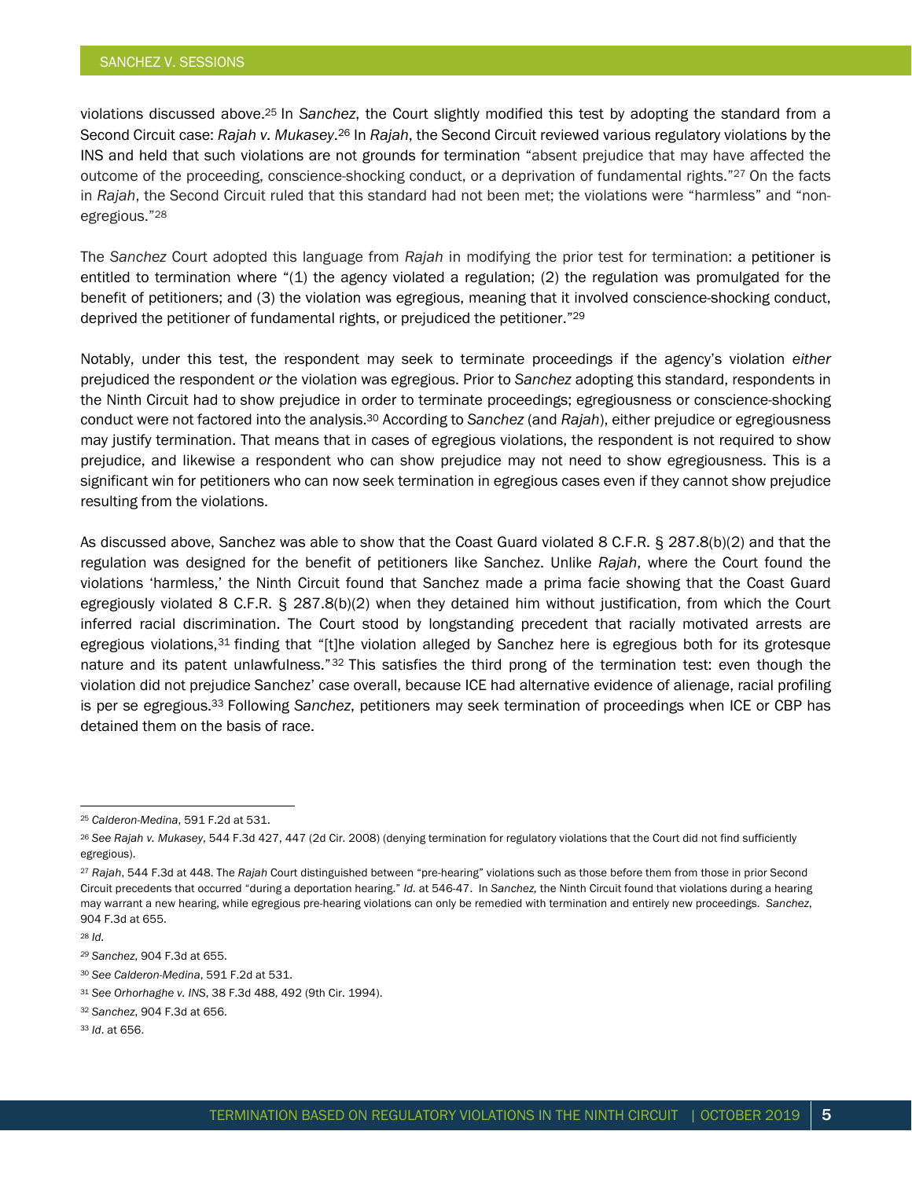violations discussed above.[25] In *Sanchez*, the Court slightly modified this test by adopting the standard from a Second Circuit case: *Rajah v. Mukasey*.[26] In *Rajah*, the Second Circuit reviewed various regulatory violations by the INS and held that such violations are not grounds for termination "absent prejudice that may have affected the outcome of the proceeding, conscience-shocking conduct, or a deprivation of fundamental rights."[27] On the facts in *Rajah*, the Second Circuit ruled that this standard had not been met; the violations were "harmless" and "non-egregious."[28]

The *Sanchez* Court adopted this language from *Rajah* in modifying the prior test for termination: a petitioner is entitled to termination where "(1) the agency violated a regulation; (2) the regulation was promulgated for the benefit of petitioners; and (3) the violation was egregious, meaning that it involved conscience-shocking conduct, deprived the petitioner of fundamental rights, or prejudiced the petitioner."[29]

Notably, under this test, the respondent may seek to terminate proceedings if the agency's violation *either* prejudiced the respondent *or* the violation was egregious. Prior to *Sanchez* adopting this standard, respondents in the Ninth Circuit had to show prejudice in order to terminate proceedings; egregiousness or conscience-shocking conduct were not factored into the analysis.[30] According to *Sanchez* (and *Rajah*), either prejudice or egregiousness may justify termination. That means that in cases of egregious violations, the respondent is not required to show prejudice, and likewise a respondent who can show prejudice may not need to show egregiousness. This is a significant win for petitioners who can now seek termination in egregious cases even if they cannot show prejudice resulting from the violations.

As discussed above, Sanchez was able to show that the Coast Guard violated 8 C.F.R. § 287.8(b)(2) and that the regulation was designed for the benefit of petitioners like Sanchez. Unlike *Rajah*, where the Court found the violations 'harmless,' the Ninth Circuit found that Sanchez made a prima facie showing that the Coast Guard egregiously violated 8 C.F.R. § 287.8(b)(2) when they detained him without justification, from which the Court inferred racial discrimination. The Court stood by longstanding precedent that racially motivated arrests are egregious violations,[31] finding that "[t]he violation alleged by Sanchez here is egregious both for its grotesque nature and its patent unlawfulness."[32] This satisfies the third prong of the termination test: even though the violation did not prejudice Sanchez' case overall, because ICE had alternative evidence of alienage, racial profiling is per se egregious.[33] Following *Sanchez*, petitioners may seek termination of proceedings when ICE or CBP has detained them on the basis of race.

---

[25] *Calderon-Medina*, 591 F.2d at 531.

[26] *See Rajah v. Mukasey*, 544 F.3d 427, 447 (2d Cir. 2008) (denying termination for regulatory violations that the Court did not find sufficiently egregious).

[27] *Rajah*, 544 F.3d at 448. The *Rajah* Court distinguished between "pre-hearing" violations such as those before them from those in prior Second Circuit precedents that occurred "during a deportation hearing." *Id.* at 546-47. In *Sanchez,* the Ninth Circuit found that violations during a hearing may warrant a new hearing, while egregious pre-hearing violations can only be remedied with termination and entirely new proceedings. *Sanchez*, 904 F.3d at 655.

[28] *Id.*

[29] *Sanchez*, 904 F.3d at 655.

[30] *See Calderon-Medina*, 591 F.2d at 531.

[31] *See Orhorhaghe v. INS*, 38 F.3d 488, 492 (9th Cir. 1994).

[32] *Sanchez*, 904 F.3d at 656.

[33] *Id*. at 656.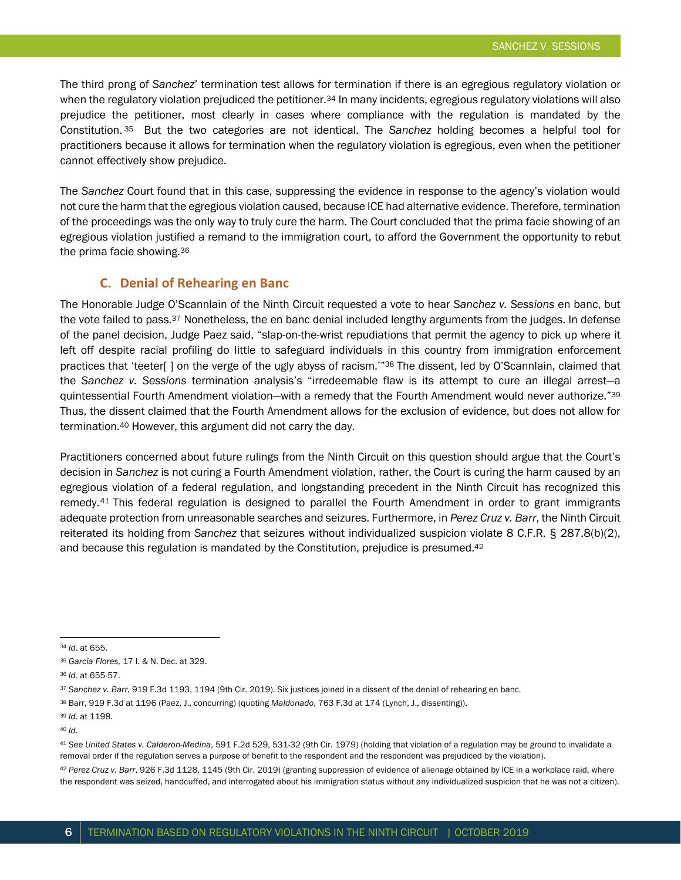The third prong of *Sanchez*' termination test allows for termination if there is an egregious regulatory violation or when the regulatory violation prejudiced the petitioner.[34] In many incidents, egregious regulatory violations will also prejudice the petitioner, most clearly in cases where compliance with the regulation is mandated by the Constitution.[35] But the two categories are not identical. The *Sanchez* holding becomes a helpful tool for practitioners because it allows for termination when the regulatory violation is egregious, even when the petitioner cannot effectively show prejudice.

The *Sanchez* Court found that in this case, suppressing the evidence in response to the agency's violation would not cure the harm that the egregious violation caused, because ICE had alternative evidence. Therefore, termination of the proceedings was the only way to truly cure the harm. The Court concluded that the prima facie showing of an egregious violation justified a remand to the immigration court, to afford the Government the opportunity to rebut the prima facie showing.[36]

### C. Denial of Rehearing en Banc

The Honorable Judge O'Scannlain of the Ninth Circuit requested a vote to hear *Sanchez v. Sessions* en banc, but the vote failed to pass.[37] Nonetheless, the en banc denial included lengthy arguments from the judges. In defense of the panel decision, Judge Paez said, "slap-on-the-wrist repudiations that permit the agency to pick up where it left off despite racial profiling do little to safeguard individuals in this country from immigration enforcement practices that 'teeter[ ] on the verge of the ugly abyss of racism.'"[38] The dissent, led by O'Scannlain, claimed that the *Sanchez v. Sessions* termination analysis's "irredeemable flaw is its attempt to cure an illegal arrest—a quintessential Fourth Amendment violation—with a remedy that the Fourth Amendment would never authorize."[39] Thus, the dissent claimed that the Fourth Amendment allows for the exclusion of evidence, but does not allow for termination.[40] However, this argument did not carry the day.

Practitioners concerned about future rulings from the Ninth Circuit on this question should argue that the Court's decision in *Sanchez* is not curing a Fourth Amendment violation, rather, the Court is curing the harm caused by an egregious violation of a federal regulation, and longstanding precedent in the Ninth Circuit has recognized this remedy.[41] This federal regulation is designed to parallel the Fourth Amendment in order to grant immigrants adequate protection from unreasonable searches and seizures. Furthermore, in *Perez Cruz v. Barr*, the Ninth Circuit reiterated its holding from *Sanchez* that seizures without individualized suspicion violate 8 C.F.R. § 287.8(b)(2), and because this regulation is mandated by the Constitution, prejudice is presumed.[42]

---

[34] *Id*. at 655.

[35] *Garcia Flores,* 17 I. & N. Dec. at 329.

[36] *Id*. at 655-57.

[37] *Sanchez v. Barr*, 919 F.3d 1193, 1194 (9th Cir. 2019). Six justices joined in a dissent of the denial of rehearing en banc.

[38] Barr, 919 F.3d at 1196 (Paez, J., concurring) (quoting *Maldonado*, 763 F.3d at 174 (Lynch, J., dissenting)).

[39] *Id*. at 1198.

[40] *Id*.

[41] *See United States v. Calderon-Medina*, 591 F.2d 529, 531-32 (9th Cir. 1979) (holding that violation of a regulation may be ground to invalidate a removal order if the regulation serves a purpose of benefit to the respondent and the respondent was prejudiced by the violation).

[42] *Perez Cruz v. Barr*, 926 F.3d 1128, 1145 (9th Cir. 2019) (granting suppression of evidence of alienage obtained by ICE in a workplace raid, where the respondent was seized, handcuffed, and interrogated about his immigration status without any individualized suspicion that he was not a citizen).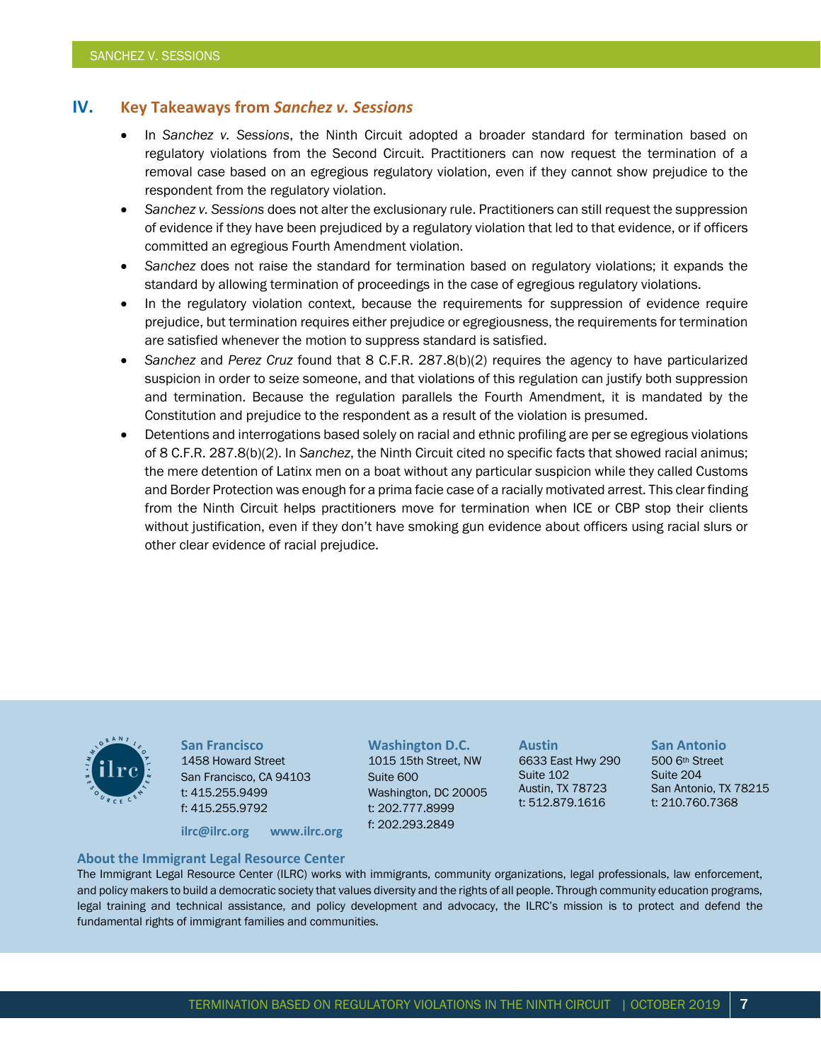## IV. Key Takeaways from *Sanchez v. Sessions*

- In *Sanchez v. Sessions*, the Ninth Circuit adopted a broader standard for termination based on regulatory violations from the Second Circuit. Practitioners can now request the termination of a removal case based on an egregious regulatory violation, even if they cannot show prejudice to the respondent from the regulatory violation.
- *Sanchez v. Sessions* does not alter the exclusionary rule. Practitioners can still request the suppression of evidence if they have been prejudiced by a regulatory violation that led to that evidence, or if officers committed an egregious Fourth Amendment violation.
- *Sanchez* does not raise the standard for termination based on regulatory violations; it expands the standard by allowing termination of proceedings in the case of egregious regulatory violations.
- In the regulatory violation context, because the requirements for suppression of evidence require prejudice, but termination requires either prejudice or egregiousness, the requirements for termination are satisfied whenever the motion to suppress standard is satisfied.
- *Sanchez* and *Perez Cruz* found that 8 C.F.R. 287.8(b)(2) requires the agency to have particularized suspicion in order to seize someone, and that violations of this regulation can justify both suppression and termination. Because the regulation parallels the Fourth Amendment, it is mandated by the Constitution and prejudice to the respondent as a result of the violation is presumed.
- Detentions and interrogations based solely on racial and ethnic profiling are per se egregious violations of 8 C.F.R. 287.8(b)(2). In *Sanchez*, the Ninth Circuit cited no specific facts that showed racial animus; the mere detention of Latinx men on a boat without any particular suspicion while they called Customs and Border Protection was enough for a prima facie case of a racially motivated arrest. This clear finding from the Ninth Circuit helps practitioners move for termination when ICE or CBP stop their clients without justification, even if they don't have smoking gun evidence about officers using racial slurs or other clear evidence of racial prejudice.

**San Francisco**
1458 Howard Street
San Francisco, CA 94103
t: 415.255.9499
f: 415.255.9792

ilrc@ilrc.org www.ilrc.org

**Washington D.C.**
1015 15th Street, NW
Suite 600
Washington, DC 20005
t: 202.777.8999
f: 202.293.2849

**Austin**
6633 East Hwy 290
Suite 102
Austin, TX 78723
t: 512.879.1616

**San Antonio**
500 6th Street
Suite 204
San Antonio, TX 78215
t: 210.760.7368

**About the Immigrant Legal Resource Center**

The Immigrant Legal Resource Center (ILRC) works with immigrants, community organizations, legal professionals, law enforcement, and policy makers to build a democratic society that values diversity and the rights of all people. Through community education programs, legal training and technical assistance, and policy development and advocacy, the ILRC's mission is to protect and defend the fundamental rights of immigrant families and communities.